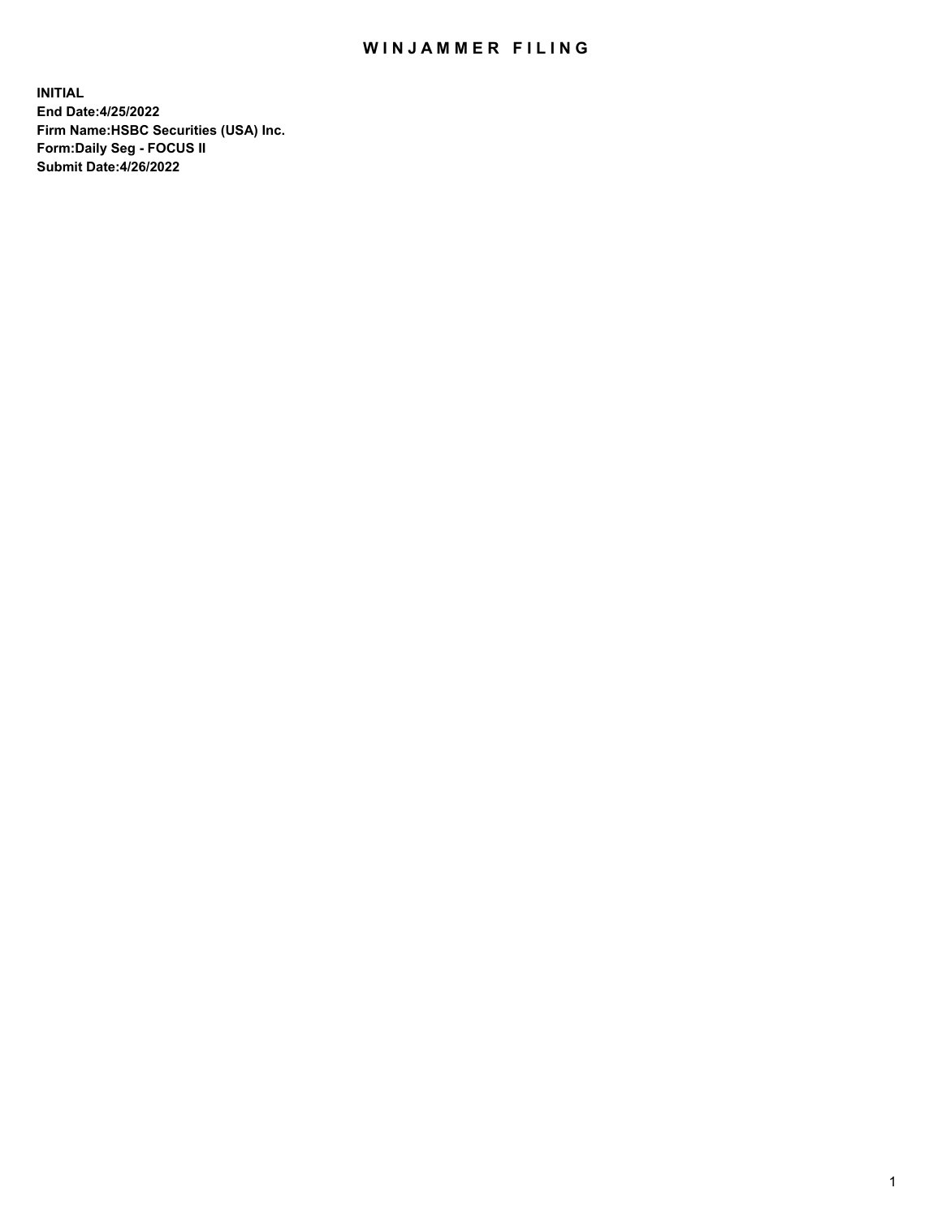# WINJAMMER FILING

**INITIAL**
**End Date:4/25/2022**
**Firm Name:HSBC Securities (USA) Inc.**
**Form:Daily Seg - FOCUS II**
**Submit Date:4/26/2022**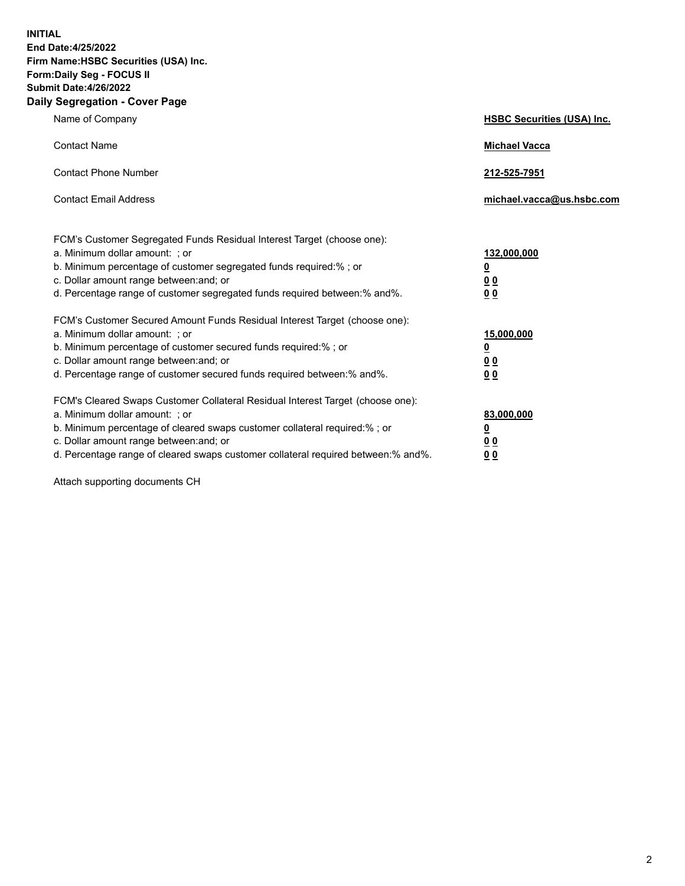**INITIAL**
**End Date:4/25/2022**
**Firm Name:HSBC Securities (USA) Inc.**
**Form:Daily Seg - FOCUS II**
**Submit Date:4/26/2022**

## Daily Segregation - Cover Page

| | |
|---|---|
| Name of Company | **HSBC Securities (USA) Inc.** |
| Contact Name | **Michael Vacca** |
| Contact Phone Number | **212-525-7951** |
| Contact Email Address | **michael.vacca@us.hsbc.com** |

| | |
|---|---|
| FCM's Customer Segregated Funds Residual Interest Target (choose one): | |
| a. Minimum dollar amount: ; or | **132,000,000** |
| b. Minimum percentage of customer segregated funds required:% ; or | **0** |
| c. Dollar amount range between:and; or | **0 0** |
| d. Percentage range of customer segregated funds required between:% and%. | **0 0** |
| FCM's Customer Secured Amount Funds Residual Interest Target (choose one): | |
| a. Minimum dollar amount: ; or | **15,000,000** |
| b. Minimum percentage of customer secured funds required:% ; or | **0** |
| c. Dollar amount range between:and; or | **0 0** |
| d. Percentage range of customer secured funds required between:% and%. | **0 0** |
| FCM's Cleared Swaps Customer Collateral Residual Interest Target (choose one): | |
| a. Minimum dollar amount: ; or | **83,000,000** |
| b. Minimum percentage of cleared swaps customer collateral required:% ; or | **0** |
| c. Dollar amount range between:and; or | **0 0** |
| d. Percentage range of cleared swaps customer collateral required between:% and%. | **0 0** |

Attach supporting documents CH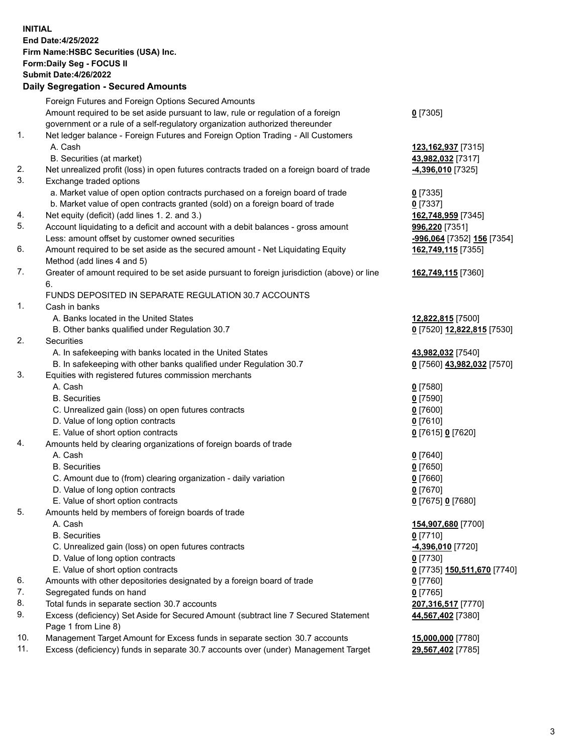**INITIAL**
**End Date:4/25/2022**
**Firm Name:HSBC Securities (USA) Inc.**
**Form:Daily Seg - FOCUS II**
**Submit Date:4/26/2022**

**Daily Segregation - Secured Amounts**

| | | |
|---|---|---|
| | Foreign Futures and Foreign Options Secured Amounts | |
| | Amount required to be set aside pursuant to law, rule or regulation of a foreign government or a rule of a self-regulatory organization authorized thereunder | **0** [7305] |
| 1. | Net ledger balance - Foreign Futures and Foreign Option Trading - All Customers | |
| | A. Cash | **123,162,937** [7315] |
| | B. Securities (at market) | **43,982,032** [7317] |
| 2. | Net unrealized profit (loss) in open futures contracts traded on a foreign board of trade | **-4,396,010** [7325] |
| 3. | Exchange traded options | |
| | a. Market value of open option contracts purchased on a foreign board of trade | **0** [7335] |
| | b. Market value of open contracts granted (sold) on a foreign board of trade | **0** [7337] |
| 4. | Net equity (deficit) (add lines 1. 2. and 3.) | **162,748,959** [7345] |
| 5. | Account liquidating to a deficit and account with a debit balances - gross amount | **996,220** [7351] |
| | Less: amount offset by customer owned securities | **-996,064** [7352] **156** [7354] |
| 6. | Amount required to be set aside as the secured amount - Net Liquidating Equity Method (add lines 4 and 5) | **162,749,115** [7355] |
| 7. | Greater of amount required to be set aside pursuant to foreign jurisdiction (above) or line 6. | **162,749,115** [7360] |
| | FUNDS DEPOSITED IN SEPARATE REGULATION 30.7 ACCOUNTS | |
| 1. | Cash in banks | |
| | A. Banks located in the United States | **12,822,815** [7500] |
| | B. Other banks qualified under Regulation 30.7 | **0** [7520] **12,822,815** [7530] |
| 2. | Securities | |
| | A. In safekeeping with banks located in the United States | **43,982,032** [7540] |
| | B. In safekeeping with other banks qualified under Regulation 30.7 | **0** [7560] **43,982,032** [7570] |
| 3. | Equities with registered futures commission merchants | |
| | A. Cash | **0** [7580] |
| | B. Securities | **0** [7590] |
| | C. Unrealized gain (loss) on open futures contracts | **0** [7600] |
| | D. Value of long option contracts | **0** [7610] |
| | E. Value of short option contracts | **0** [7615] **0** [7620] |
| 4. | Amounts held by clearing organizations of foreign boards of trade | |
| | A. Cash | **0** [7640] |
| | B. Securities | **0** [7650] |
| | C. Amount due to (from) clearing organization - daily variation | **0** [7660] |
| | D. Value of long option contracts | **0** [7670] |
| | E. Value of short option contracts | **0** [7675] **0** [7680] |
| 5. | Amounts held by members of foreign boards of trade | |
| | A. Cash | **154,907,680** [7700] |
| | B. Securities | **0** [7710] |
| | C. Unrealized gain (loss) on open futures contracts | **-4,396,010** [7720] |
| | D. Value of long option contracts | **0** [7730] |
| | E. Value of short option contracts | **0** [7735] **150,511,670** [7740] |
| 6. | Amounts with other depositories designated by a foreign board of trade | **0** [7760] |
| 7. | Segregated funds on hand | **0** [7765] |
| 8. | Total funds in separate section 30.7 accounts | **207,316,517** [7770] |
| 9. | Excess (deficiency) Set Aside for Secured Amount (subtract line 7 Secured Statement Page 1 from Line 8) | **44,567,402** [7380] |
| 10. | Management Target Amount for Excess funds in separate section 30.7 accounts | **15,000,000** [7780] |
| 11. | Excess (deficiency) funds in separate 30.7 accounts over (under) Management Target | **29,567,402** [7785] |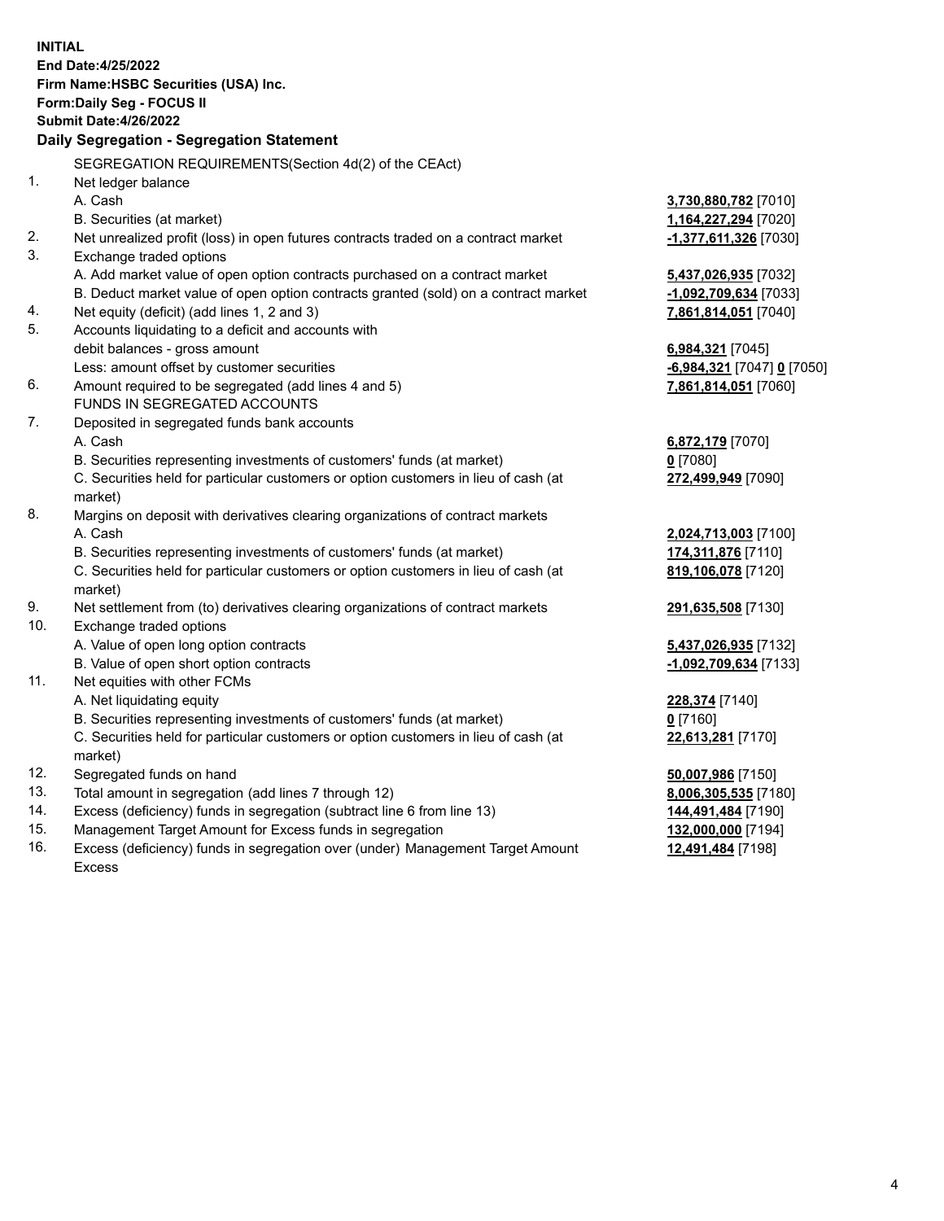**INITIAL**
**End Date:4/25/2022**
**Firm Name:HSBC Securities (USA) Inc.**
**Form:Daily Seg - FOCUS II**
**Submit Date:4/26/2022**

## Daily Segregation - Segregation Statement

| | | |
|---|---|---|
| | SEGREGATION REQUIREMENTS(Section 4d(2) of the CEAct) | |
| 1. | Net ledger balance | |
| | A. Cash | **3,730,880,782** [7010] |
| | B. Securities (at market) | **1,164,227,294** [7020] |
| 2. | Net unrealized profit (loss) in open futures contracts traded on a contract market | **-1,377,611,326** [7030] |
| 3. | Exchange traded options | |
| | A. Add market value of open option contracts purchased on a contract market | **5,437,026,935** [7032] |
| | B. Deduct market value of open option contracts granted (sold) on a contract market | **-1,092,709,634** [7033] |
| 4. | Net equity (deficit) (add lines 1, 2 and 3) | **7,861,814,051** [7040] |
| 5. | Accounts liquidating to a deficit and accounts with debit balances - gross amount | **6,984,321** [7045] |
| | Less: amount offset by customer securities | **-6,984,321** [7047] **0** [7050] |
| 6. | Amount required to be segregated (add lines 4 and 5) | **7,861,814,051** [7060] |
| | FUNDS IN SEGREGATED ACCOUNTS | |
| 7. | Deposited in segregated funds bank accounts | |
| | A. Cash | **6,872,179** [7070] |
| | B. Securities representing investments of customers' funds (at market) | **0** [7080] |
| | C. Securities held for particular customers or option customers in lieu of cash (at market) | **272,499,949** [7090] |
| 8. | Margins on deposit with derivatives clearing organizations of contract markets | |
| | A. Cash | **2,024,713,003** [7100] |
| | B. Securities representing investments of customers' funds (at market) | **174,311,876** [7110] |
| | C. Securities held for particular customers or option customers in lieu of cash (at market) | **819,106,078** [7120] |
| 9. | Net settlement from (to) derivatives clearing organizations of contract markets | **291,635,508** [7130] |
| 10. | Exchange traded options | |
| | A. Value of open long option contracts | **5,437,026,935** [7132] |
| | B. Value of open short option contracts | **-1,092,709,634** [7133] |
| 11. | Net equities with other FCMs | |
| | A. Net liquidating equity | **228,374** [7140] |
| | B. Securities representing investments of customers' funds (at market) | **0** [7160] |
| | C. Securities held for particular customers or option customers in lieu of cash (at market) | **22,613,281** [7170] |
| 12. | Segregated funds on hand | **50,007,986** [7150] |
| 13. | Total amount in segregation (add lines 7 through 12) | **8,006,305,535** [7180] |
| 14. | Excess (deficiency) funds in segregation (subtract line 6 from line 13) | **144,491,484** [7190] |
| 15. | Management Target Amount for Excess funds in segregation | **132,000,000** [7194] |
| 16. | Excess (deficiency) funds in segregation over (under) Management Target Amount Excess | **12,491,484** [7198] |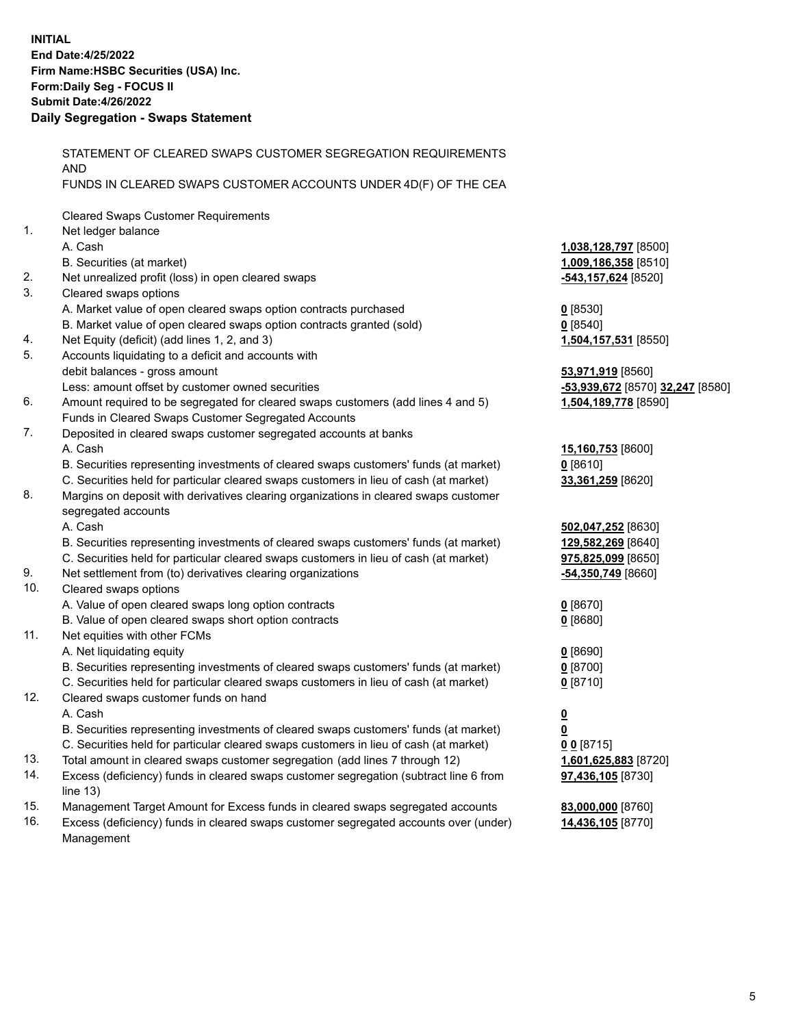**INITIAL**
**End Date:4/25/2022**
**Firm Name:HSBC Securities (USA) Inc.**
**Form:Daily Seg - FOCUS II**
**Submit Date:4/26/2022**
**Daily Segregation - Swaps Statement**

STATEMENT OF CLEARED SWAPS CUSTOMER SEGREGATION REQUIREMENTS AND FUNDS IN CLEARED SWAPS CUSTOMER ACCOUNTS UNDER 4D(F) OF THE CEA

| | | |
|---|---|---|
| | Cleared Swaps Customer Requirements | |
| 1. | Net ledger balance | |
| | A. Cash | **1,038,128,797** [8500] |
| | B. Securities (at market) | **1,009,186,358** [8510] |
| 2. | Net unrealized profit (loss) in open cleared swaps | **-543,157,624** [8520] |
| 3. | Cleared swaps options | |
| | A. Market value of open cleared swaps option contracts purchased | **0** [8530] |
| | B. Market value of open cleared swaps option contracts granted (sold) | **0** [8540] |
| 4. | Net Equity (deficit) (add lines 1, 2, and 3) | **1,504,157,531** [8550] |
| 5. | Accounts liquidating to a deficit and accounts with debit balances - gross amount | **53,971,919** [8560] |
| | Less: amount offset by customer owned securities | **-53,939,672** [8570] **32,247** [8580] |
| 6. | Amount required to be segregated for cleared swaps customers (add lines 4 and 5) | **1,504,189,778** [8590] |
| | Funds in Cleared Swaps Customer Segregated Accounts | |
| 7. | Deposited in cleared swaps customer segregated accounts at banks | |
| | A. Cash | **15,160,753** [8600] |
| | B. Securities representing investments of cleared swaps customers' funds (at market) | **0** [8610] |
| | C. Securities held for particular cleared swaps customers in lieu of cash (at market) | **33,361,259** [8620] |
| 8. | Margins on deposit with derivatives clearing organizations in cleared swaps customer segregated accounts | |
| | A. Cash | **502,047,252** [8630] |
| | B. Securities representing investments of cleared swaps customers' funds (at market) | **129,582,269** [8640] |
| | C. Securities held for particular cleared swaps customers in lieu of cash (at market) | **975,825,099** [8650] |
| 9. | Net settlement from (to) derivatives clearing organizations | **-54,350,749** [8660] |
| 10. | Cleared swaps options | |
| | A. Value of open cleared swaps long option contracts | **0** [8670] |
| | B. Value of open cleared swaps short option contracts | **0** [8680] |
| 11. | Net equities with other FCMs | |
| | A. Net liquidating equity | **0** [8690] |
| | B. Securities representing investments of cleared swaps customers' funds (at market) | **0** [8700] |
| | C. Securities held for particular cleared swaps customers in lieu of cash (at market) | **0** [8710] |
| 12. | Cleared swaps customer funds on hand | |
| | A. Cash | **0** |
| | B. Securities representing investments of cleared swaps customers' funds (at market) | **0** |
| | C. Securities held for particular cleared swaps customers in lieu of cash (at market) | **0** **0** [8715] |
| 13. | Total amount in cleared swaps customer segregation (add lines 7 through 12) | **1,601,625,883** [8720] |
| 14. | Excess (deficiency) funds in cleared swaps customer segregation (subtract line 6 from line 13) | **97,436,105** [8730] |
| 15. | Management Target Amount for Excess funds in cleared swaps segregated accounts | **83,000,000** [8760] |
| 16. | Excess (deficiency) funds in cleared swaps customer segregated accounts over (under) Management | **14,436,105** [8770] |